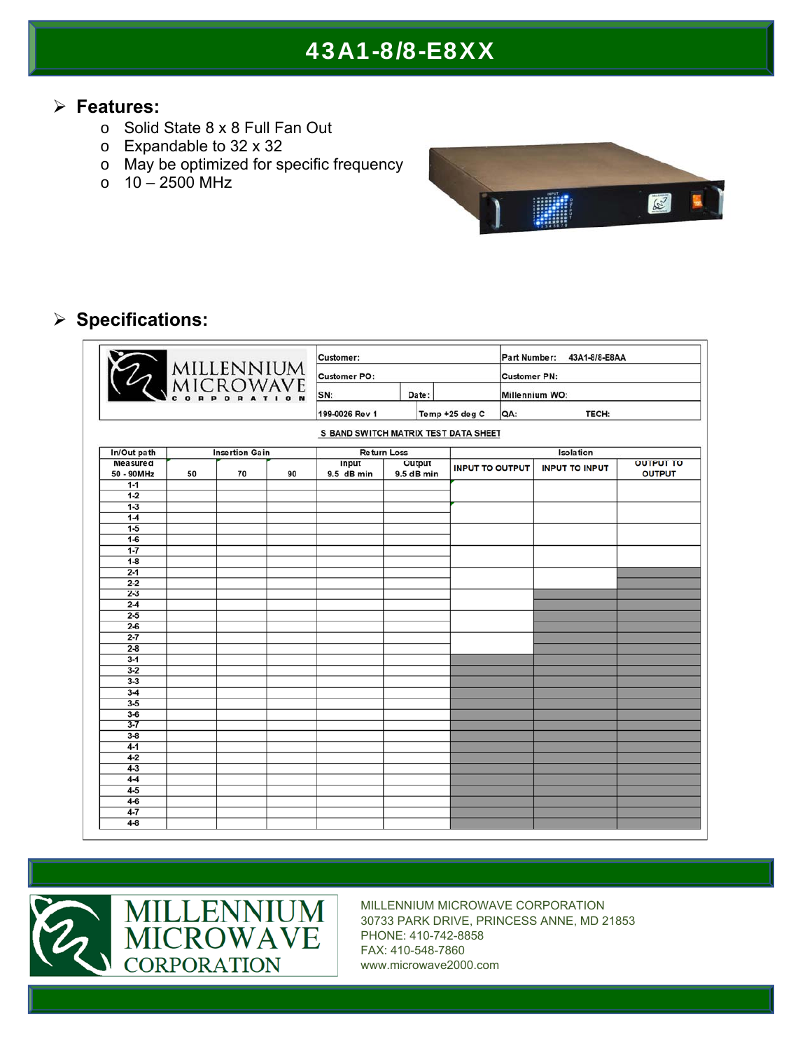# 43A1-8/8-E8XX

## Features:

- Solid State 8 x 8 Full Fan Out
- Expandable to 32 x 32
- May be optimized for specific frequency
- 10 – 2500 MHz

## Specifications:

| MILLENNIUM MICROWAVE CORPORATION | Customer: | | Part Number: 43A1-8/8-E8AA | |
|---|---|---|---|---|
| | Customer PO: | | Customer PN: | |
| | SN: | Date: | Millennium WO: | |
| | 199-0026 Rev 1 | Temp +25 deg C | QA: | TECH: |

S BAND SWITCH MATRIX TEST DATA SHEET

| In/Out path | Insertion Gain | | | Return Loss | | Isolation | | |
|---|---|---|---|---|---|---|---|---|
| Measured 50 - 90MHz | 50 | 70 | 90 | Input 9.5 dB min | Output 9.5 dB min | INPUT TO OUTPUT | INPUT TO INPUT | OUTPUT TO OUTPUT |
| 1-1 | | | | | | | | |
| 1-2 | | | | | | | | |
| 1-3 | | | | | | | | |
| 1-4 | | | | | | | | |
| 1-5 | | | | | | | | |
| 1-6 | | | | | | | | |
| 1-7 | | | | | | | | |
| 1-8 | | | | | | | | |
| 2-1 | | | | | | | | |
| 2-2 | | | | | | | | |
| 2-3 | | | | | | | | |
| 2-4 | | | | | | | | |
| 2-5 | | | | | | | | |
| 2-6 | | | | | | | | |
| 2-7 | | | | | | | | |
| 2-8 | | | | | | | | |
| 3-1 | | | | | | | | |
| 3-2 | | | | | | | | |
| 3-3 | | | | | | | | |
| 3-4 | | | | | | | | |
| 3-5 | | | | | | | | |
| 3-6 | | | | | | | | |
| 3-7 | | | | | | | | |
| 3-8 | | | | | | | | |
| 4-1 | | | | | | | | |
| 4-2 | | | | | | | | |
| 4-3 | | | | | | | | |
| 4-4 | | | | | | | | |
| 4-5 | | | | | | | | |
| 4-6 | | | | | | | | |
| 4-7 | | | | | | | | |
| 4-8 | | | | | | | | |

MILLENNIUM MICROWAVE CORPORATION

MILLENNIUM MICROWAVE CORPORATION
30733 PARK DRIVE, PRINCESS ANNE, MD 21853
PHONE: 410-742-8858
FAX: 410-548-7860
www.microwave2000.com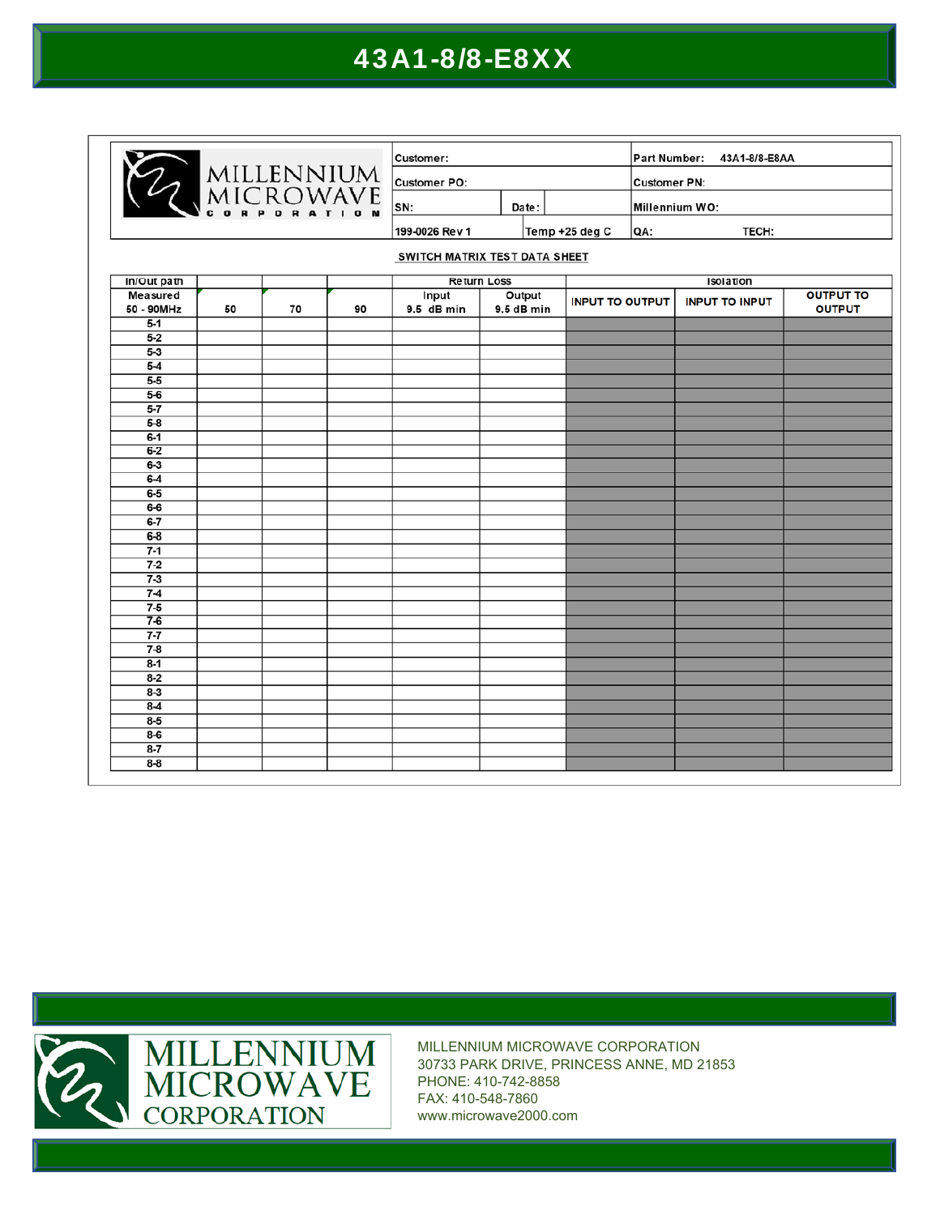# 43A1-8/8-E8XX

| MILLENNIUM MICROWAVE CORPORATION | Customer: | | | Part Number: 43A1-8/8-E8AA |
|---|---|---|---|---|
| | Customer PO: | | | Customer PN: |
| | SN: | Date: | | Millennium WO: |
| | 199-0026 Rev 1 | | Temp +25 deg C | QA: TECH: |

**SWITCH MATRIX TEST DATA SHEET**

| In/Out path | | | | Return Loss | | Isolation | | |
|---|---|---|---|---|---|---|---|---|
| Measured 50 - 90MHz | 50 | 70 | 90 | Input 9.5 dB min | Output 9.5 dB min | INPUT TO OUTPUT | INPUT TO INPUT | OUTPUT TO OUTPUT |
| 5-1 | | | | | | | | |
| 5-2 | | | | | | | | |
| 5-3 | | | | | | | | |
| 5-4 | | | | | | | | |
| 5-5 | | | | | | | | |
| 5-6 | | | | | | | | |
| 5-7 | | | | | | | | |
| 5-8 | | | | | | | | |
| 6-1 | | | | | | | | |
| 6-2 | | | | | | | | |
| 6-3 | | | | | | | | |
| 6-4 | | | | | | | | |
| 6-5 | | | | | | | | |
| 6-6 | | | | | | | | |
| 6-7 | | | | | | | | |
| 6-8 | | | | | | | | |
| 7-1 | | | | | | | | |
| 7-2 | | | | | | | | |
| 7-3 | | | | | | | | |
| 7-4 | | | | | | | | |
| 7-5 | | | | | | | | |
| 7-6 | | | | | | | | |
| 7-7 | | | | | | | | |
| 7-8 | | | | | | | | |
| 8-1 | | | | | | | | |
| 8-2 | | | | | | | | |
| 8-3 | | | | | | | | |
| 8-4 | | | | | | | | |
| 8-5 | | | | | | | | |
| 8-6 | | | | | | | | |
| 8-7 | | | | | | | | |
| 8-8 | | | | | | | | |

MILLENNIUM MICROWAVE CORPORATION

MILLENNIUM MICROWAVE CORPORATION
30733 PARK DRIVE, PRINCESS ANNE, MD 21853
PHONE: 410-742-8858
FAX: 410-548-7860
www.microwave2000.com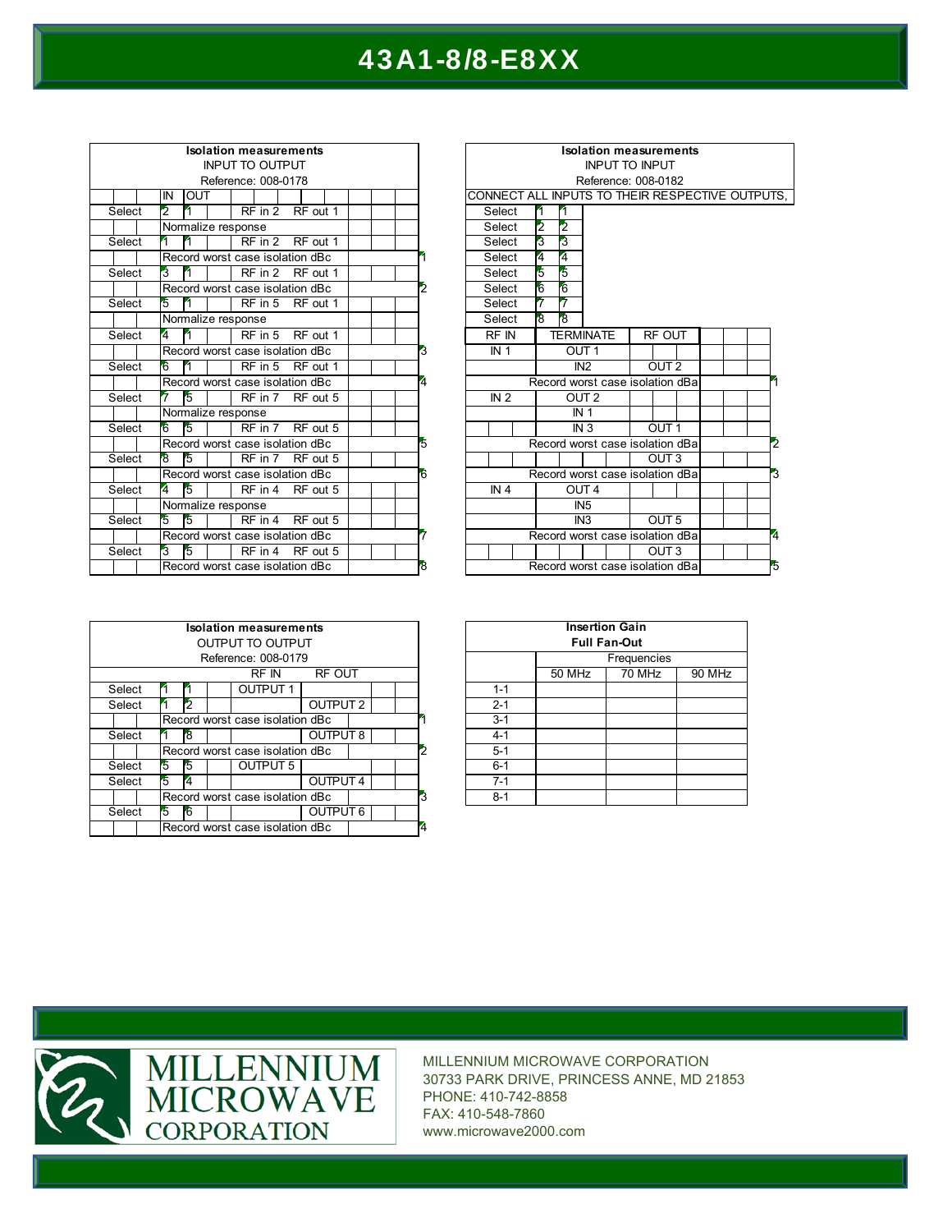# 43A1-8/8-E8XX

| Isolation measurements INPUT TO OUTPUT Reference: 008-0178 | | | | | |
|---|---|---|---|---|---|
| | IN | OUT | | | |
| Select | 2 | 1 | RF in 2 | RF out 1 | |
| | Normalize response | | | | |
| Select | 1 | 1 | RF in 2 | RF out 1 | |
| | Record worst case isolation dBc | | | | 1 |
| Select | 3 | 1 | RF in 2 | RF out 1 | |
| | Record worst case isolation dBc | | | | 2 |
| Select | 5 | 1 | RF in 5 | RF out 1 | |
| | Normalize response | | | | |
| Select | 4 | 1 | RF in 5 | RF out 1 | |
| | Record worst case isolation dBc | | | | 3 |
| Select | 6 | 1 | RF in 5 | RF out 1 | |
| | Record worst case isolation dBc | | | | 4 |
| Select | 7 | 5 | RF in 7 | RF out 5 | |
| | Normalize response | | | | |
| Select | 6 | 5 | RF in 7 | RF out 5 | |
| | Record worst case isolation dBc | | | | 5 |
| Select | 8 | 5 | RF in 7 | RF out 5 | |
| | Record worst case isolation dBc | | | | 6 |
| Select | 4 | 5 | RF in 4 | RF out 5 | |
| | Normalize response | | | | |
| Select | 5 | 5 | RF in 4 | RF out 5 | |
| | Record worst case isolation dBc | | | | 7 |
| Select | 3 | 5 | RF in 4 | RF out 5 | |
| | Record worst case isolation dBc | | | | 8 |

| Isolation measurements INPUT TO INPUT Reference: 008-0182 | | | |
|---|---|---|---|
| CONNECT ALL INPUTS TO THEIR RESPECTIVE OUTPUTS, | | | |
| Select | 1 | 1 | |
| Select | 2 | 2 | |
| Select | 3 | 3 | |
| Select | 4 | 4 | |
| Select | 5 | 5 | |
| Select | 6 | 6 | |
| Select | 7 | 7 | |
| Select | 8 | 8 | |
| RF IN | TERMINATE | RF OUT | |
| IN 1 | OUT 1 | | |
| | IN2 | OUT 2 | |
| Record worst case isolation dBa | | | 1 |
| IN 2 | OUT 2 | | |
| | IN 1 | | |
| | IN 3 | OUT 1 | |
| Record worst case isolation dBa | | | 2 |
| | | OUT 3 | |
| Record worst case isolation dBa | | | 3 |
| IN 4 | OUT 4 | | |
| | IN5 | | |
| | IN3 | OUT 5 | |
| Record worst case isolation dBa | | | 4 |
| | | OUT 3 | |
| Record worst case isolation dBa | | | 5 |

| Isolation measurements OUTPUT TO OUTPUT Reference: 008-0179 | | | | | |
|---|---|---|---|---|---|
| | | | RF IN | RF OUT | |
| Select | 1 | 1 | OUTPUT 1 | | |
| Select | 1 | 2 | | OUTPUT 2 | |
| | Record worst case isolation dBc | | | | 1 |
| Select | 1 | 8 | | OUTPUT 8 | |
| | Record worst case isolation dBc | | | | 2 |
| Select | 5 | 5 | OUTPUT 5 | | |
| Select | 5 | 4 | | OUTPUT 4 | |
| | Record worst case isolation dBc | | | | 3 |
| Select | 5 | 6 | | OUTPUT 6 | |
| | Record worst case isolation dBc | | | | 4 |

| Insertion Gain Full Fan-Out | | | |
|---|---|---|---|
| | Frequencies | | |
| | 50 MHz | 70 MHz | 90 MHz |
| 1-1 | | | |
| 2-1 | | | |
| 3-1 | | | |
| 4-1 | | | |
| 5-1 | | | |
| 6-1 | | | |
| 7-1 | | | |
| 8-1 | | | |

MILLENNIUM MICROWAVE CORPORATION

MILLENNIUM MICROWAVE CORPORATION
30733 PARK DRIVE, PRINCESS ANNE, MD 21853
PHONE: 410-742-8858
FAX: 410-548-7860
www.microwave2000.com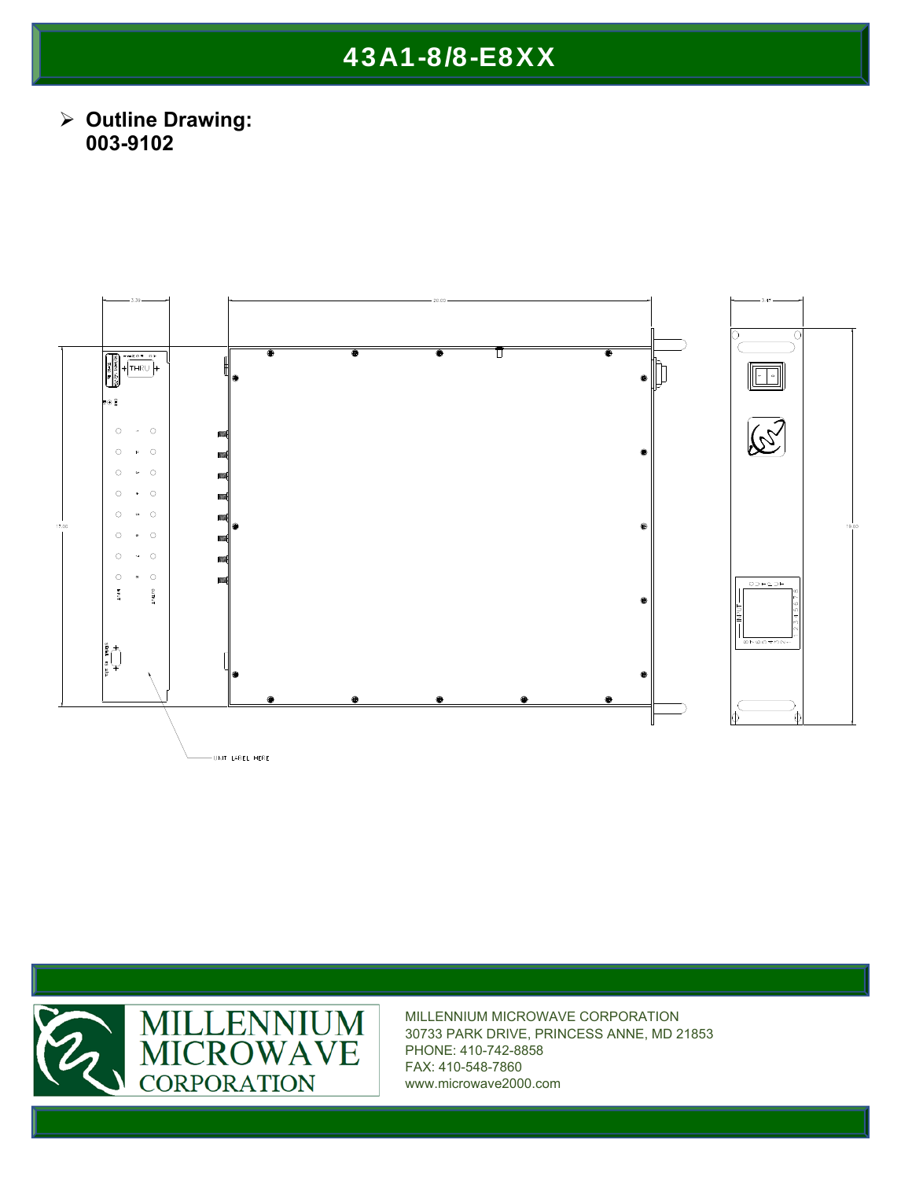# 43A1-8/8-E8XX

- **Outline Drawing: 003-9102**

MILLENNIUM MICROWAVE CORPORATION
30733 PARK DRIVE, PRINCESS ANNE, MD 21853
PHONE: 410-742-8858
FAX: 410-548-7860
www.microwave2000.com